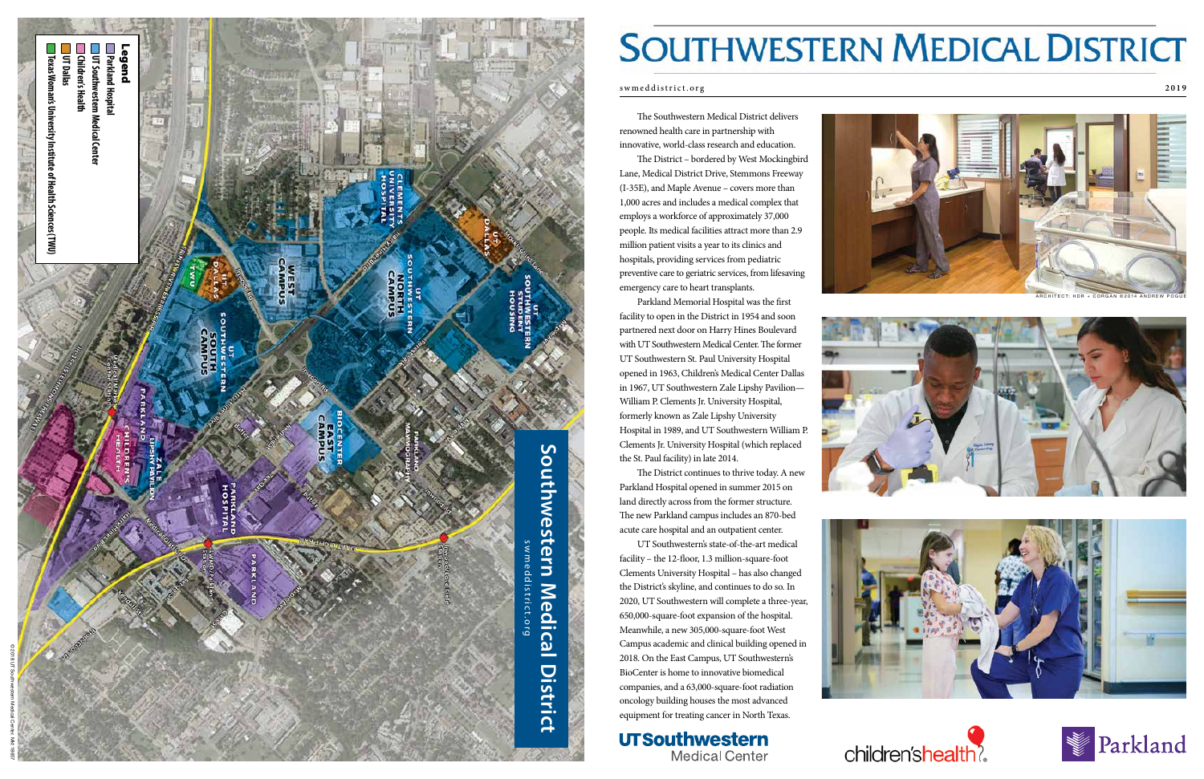# Southwestern Medical District

swmeddistrict.org

2019

The Southwestern Medical District delivers renowned health care in partnership with innovative, world-class research and education.

The District – bordered by West Mockingbird Lane, Medical District Drive, Stemmons Freeway (I-35E), and Maple Avenue – covers more than 1,000 acres and includes a medical complex that employs a workforce of approximately 37,000 people. Its medical facilities attract more than 2.9 million patient visits a year to its clinics and hospitals, providing services from pediatric preventive care to geriatric services, from lifesaving emergency care to heart transplants.

Parkland Memorial Hospital was the first facility to open in the District in 1954 and soon partnered next door on Harry Hines Boulevard with UT Southwestern Medical Center. The former UT Southwestern St. Paul University Hospital opened in 1963, Children's Medical Center Dallas in 1967, UT Southwestern Zale Lipshy Pavilion—William P. Clements Jr. University Hospital, formerly known as Zale Lipshy University Hospital in 1989, and UT Southwestern William P. Clements Jr. University Hospital (which replaced the St. Paul facility) in late 2014.

The District continues to thrive today. A new Parkland Hospital opened in summer 2015 on land directly across from the former structure. The new Parkland campus includes an 870-bed acute care hospital and an outpatient center.

UT Southwestern's state-of-the-art medical facility – the 12-floor, 1.3 million-square-foot Clements University Hospital – has also changed the District's skyline, and continues to do so. In 2020, UT Southwestern will complete a three-year, 650,000-square-foot expansion of the hospital. Meanwhile, a new 305,000-square-foot West Campus academic and clinical building opened in 2018. On the East Campus, UT Southwestern's BioCenter is home to innovative biomedical companies, and a 63,000-square-foot radiation oncology building houses the most advanced equipment for treating cancer in North Texas.

ARCHITECT: HDR + CORGAN ©2014 ANDREW POGUE

UTSouthwestern Medical Center

children'shealth

Parkland

## Southwestern Medical District

swmeddistrict.org

**Legend**

- Parkland Hospital
- UT Southwestern Medical Center
- Children's Health
- UT Dallas
- Texas Woman's University Institute of Health Sciences (TWU)

© 2019 UT Southwestern Medical Center. MK 18007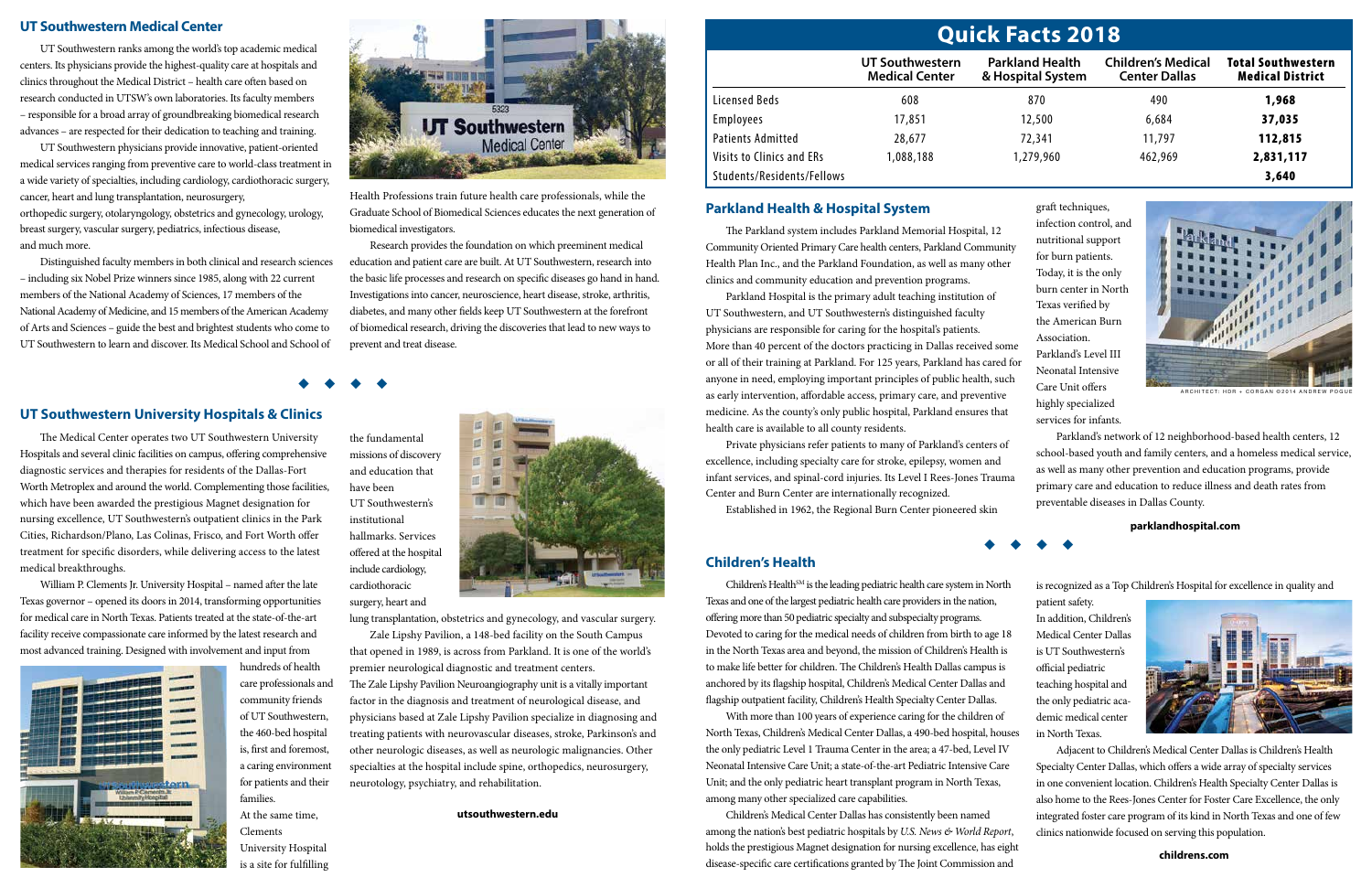## UT Southwestern Medical Center

UT Southwestern ranks among the world's top academic medical centers. Its physicians provide the highest-quality care at hospitals and clinics throughout the Medical District – health care often based on research conducted in UTSW's own laboratories. Its faculty members – responsible for a broad array of groundbreaking biomedical research advances – are respected for their dedication to teaching and training.

UT Southwestern physicians provide innovative, patient-oriented medical services ranging from preventive care to world-class treatment in a wide variety of specialties, including cardiology, cardiothoracic surgery, cancer, heart and lung transplantation, neurosurgery, orthopedic surgery, otolaryngology, obstetrics and gynecology, urology, breast surgery, vascular surgery, pediatrics, infectious disease, and much more.

Distinguished faculty members in both clinical and research sciences – including six Nobel Prize winners since 1985, along with 22 current members of the National Academy of Sciences, 17 members of the National Academy of Medicine, and 15 members of the American Academy of Arts and Sciences – guide the best and brightest students who come to UT Southwestern to learn and discover. Its Medical School and School of Health Professions train future health care professionals, while the Graduate School of Biomedical Sciences educates the next generation of biomedical investigators.

Research provides the foundation on which preeminent medical education and patient care are built. At UT Southwestern, research into the basic life processes and research on specific diseases go hand in hand. Investigations into cancer, neuroscience, heart disease, stroke, arthritis, diabetes, and many other fields keep UT Southwestern at the forefront of biomedical research, driving the discoveries that lead to new ways to prevent and treat disease.

## UT Southwestern University Hospitals & Clinics

The Medical Center operates two UT Southwestern University Hospitals and several clinic facilities on campus, offering comprehensive diagnostic services and therapies for residents of the Dallas-Fort Worth Metroplex and around the world. Complementing those facilities, which have been awarded the prestigious Magnet designation for nursing excellence, UT Southwestern's outpatient clinics in the Park Cities, Richardson/Plano, Las Colinas, Frisco, and Fort Worth offer treatment for specific disorders, while delivering access to the latest medical breakthroughs.

William P. Clements Jr. University Hospital – named after the late Texas governor – opened its doors in 2014, transforming opportunities for medical care in North Texas. Patients treated at the state-of-the-art facility receive compassionate care informed by the latest research and most advanced training. Designed with involvement and input from hundreds of health care professionals and community friends of UT Southwestern, the 460-bed hospital is, first and foremost, a caring environment for patients and their families. At the same time, Clements University Hospital is a site for fulfilling the fundamental missions of discovery and education that have been UT Southwestern's institutional hallmarks. Services offered at the hospital include cardiology, cardiothoracic surgery, heart and lung transplantation, obstetrics and gynecology, and vascular surgery.

Zale Lipshy Pavilion, a 148-bed facility on the South Campus that opened in 1989, is across from Parkland. It is one of the world's premier neurological diagnostic and treatment centers. The Zale Lipshy Pavilion Neuroangiography unit is a vitally important factor in the diagnosis and treatment of neurological disease, and physicians based at Zale Lipshy Pavilion specialize in diagnosing and treating patients with neurovascular diseases, stroke, Parkinson's and other neurologic diseases, as well as neurologic malignancies. Other specialties at the hospital include spine, orthopedics, neurosurgery, neurotology, psychiatry, and rehabilitation.

**utsouthwestern.edu**

## Quick Facts 2018

| | UT Southwestern Medical Center | Parkland Health & Hospital System | Children's Medical Center Dallas | Total Southwestern Medical District |
|---|---|---|---|---|
| Licensed Beds | 608 | 870 | 490 | **1,968** |
| Employees | 17,851 | 12,500 | 6,684 | **37,035** |
| Patients Admitted | 28,677 | 72,341 | 11,797 | **112,815** |
| Visits to Clinics and ERs | 1,088,188 | 1,279,960 | 462,969 | **2,831,117** |
| Students/Residents/Fellows | | | | **3,640** |

## Parkland Health & Hospital System

The Parkland system includes Parkland Memorial Hospital, 12 Community Oriented Primary Care health centers, Parkland Community Health Plan Inc., and the Parkland Foundation, as well as many other clinics and community education and prevention programs.

Parkland Hospital is the primary adult teaching institution of UT Southwestern, and UT Southwestern's distinguished faculty physicians are responsible for caring for the hospital's patients. More than 40 percent of the doctors practicing in Dallas received some or all of their training at Parkland. For 125 years, Parkland has cared for anyone in need, employing important principles of public health, such as early intervention, affordable access, primary care, and preventive medicine. As the county's only public hospital, Parkland ensures that health care is available to all county residents.

Private physicians refer patients to many of Parkland's centers of excellence, including specialty care for stroke, epilepsy, women and infant services, and spinal-cord injuries. Its Level I Rees-Jones Trauma Center and Burn Center are internationally recognized.

Established in 1962, the Regional Burn Center pioneered skin graft techniques, infection control, and nutritional support for burn patients. Today, it is the only burn center in North Texas verified by the American Burn Association. Parkland's Level III Neonatal Intensive Care Unit offers highly specialized services for infants.

ARCHITECT: HDR + CORGAN ©2014 ANDREW POGUE

Parkland's network of 12 neighborhood-based health centers, 12 school-based youth and family centers, and a homeless medical service, as well as many other prevention and education programs, provide primary care and education to reduce illness and death rates from preventable diseases in Dallas County.

**parklandhospital.com**

## Children's Health

Children's Health[SM] is the leading pediatric health care system in North Texas and one of the largest pediatric health care providers in the nation, offering more than 50 pediatric specialty and subspecialty programs. Devoted to caring for the medical needs of children from birth to age 18 in the North Texas area and beyond, the mission of Children's Health is to make life better for children. The Children's Health Dallas campus is anchored by its flagship hospital, Children's Medical Center Dallas and flagship outpatient facility, Children's Health Specialty Center Dallas.

With more than 100 years of experience caring for the children of North Texas, Children's Medical Center Dallas, a 490-bed hospital, houses the only pediatric Level 1 Trauma Center in the area; a 47-bed, Level IV Neonatal Intensive Care Unit; a state-of-the-art Pediatric Intensive Care Unit; and the only pediatric heart transplant program in North Texas, among many other specialized care capabilities.

Children's Medical Center Dallas has consistently been named among the nation's best pediatric hospitals by *U.S. News & World Report*, holds the prestigious Magnet designation for nursing excellence, has eight disease-specific care certifications granted by The Joint Commission and is recognized as a Top Children's Hospital for excellence in quality and patient safety. In addition, Children's Medical Center Dallas is UT Southwestern's official pediatric teaching hospital and the only pediatric academic medical center in North Texas.

Adjacent to Children's Medical Center Dallas is Children's Health Specialty Center Dallas, which offers a wide array of specialty services in one convenient location. Children's Health Specialty Center Dallas is also home to the Rees-Jones Center for Foster Care Excellence, the only integrated foster care program of its kind in North Texas and one of few clinics nationwide focused on serving this population.

**childrens.com**